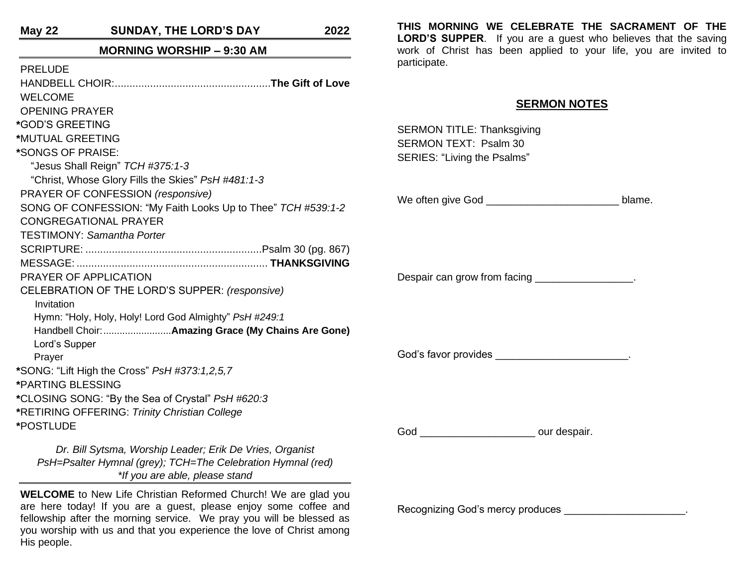**May 22** **SUNDAY, THE LORD'S DAY** **2022**

## MORNING WORSHIP – 9:30 AM

PRELUDE

HANDBELL CHOIR:.....................................................**The Gift of Love**

WELCOME

OPENING PRAYER

***GOD'S GREETING**

***MUTUAL GREETING**

***SONGS OF PRAISE:**

"Jesus Shall Reign" *TCH #375:1-3*

"Christ, Whose Glory Fills the Skies" *PsH #481:1-3*

PRAYER OF CONFESSION *(responsive)*

SONG OF CONFESSION: "My Faith Looks Up to Thee" *TCH #539:1-2*

CONGREGATIONAL PRAYER

TESTIMONY: *Samantha Porter*

SCRIPTURE: ...........................................................Psalm 30 (pg. 867)

MESSAGE: ................................................................ **THANKSGIVING**

PRAYER OF APPLICATION

CELEBRATION OF THE LORD'S SUPPER: *(responsive)*

- Invitation
- Hymn: "Holy, Holy, Holy! Lord God Almighty" *PsH #249:1*
- Handbell Choir:.........................**Amazing Grace (My Chains Are Gone)**
- Lord's Supper
- Prayer

***SONG:** "Lift High the Cross" *PsH #373:1,2,5,7*

***PARTING BLESSING**

***CLOSING SONG:** "By the Sea of Crystal" *PsH #620:3*

***RETIRING OFFERING:** *Trinity Christian College*

***POSTLUDE**

*Dr. Bill Sytsma, Worship Leader; Erik De Vries, Organist*
*PsH=Psalter Hymnal (grey); TCH=The Celebration Hymnal (red)*
*\*If you are able, please stand*

**WELCOME** to New Life Christian Reformed Church! We are glad you are here today! If you are a guest, please enjoy some coffee and fellowship after the morning service. We pray you will be blessed as you worship with us and that you experience the love of Christ among His people.

**THIS MORNING WE CELEBRATE THE SACRAMENT OF THE LORD'S SUPPER**. If you are a guest who believes that the saving work of Christ has been applied to your life, you are invited to participate.

## SERMON NOTES

SERMON TITLE: Thanksgiving
SERMON TEXT: Psalm 30
SERIES: "Living the Psalms"

We often give God _______________________ blame.

Despair can grow from facing _________________.

God's favor provides _______________________.

God ____________________ our despair.

Recognizing God's mercy produces _____________________.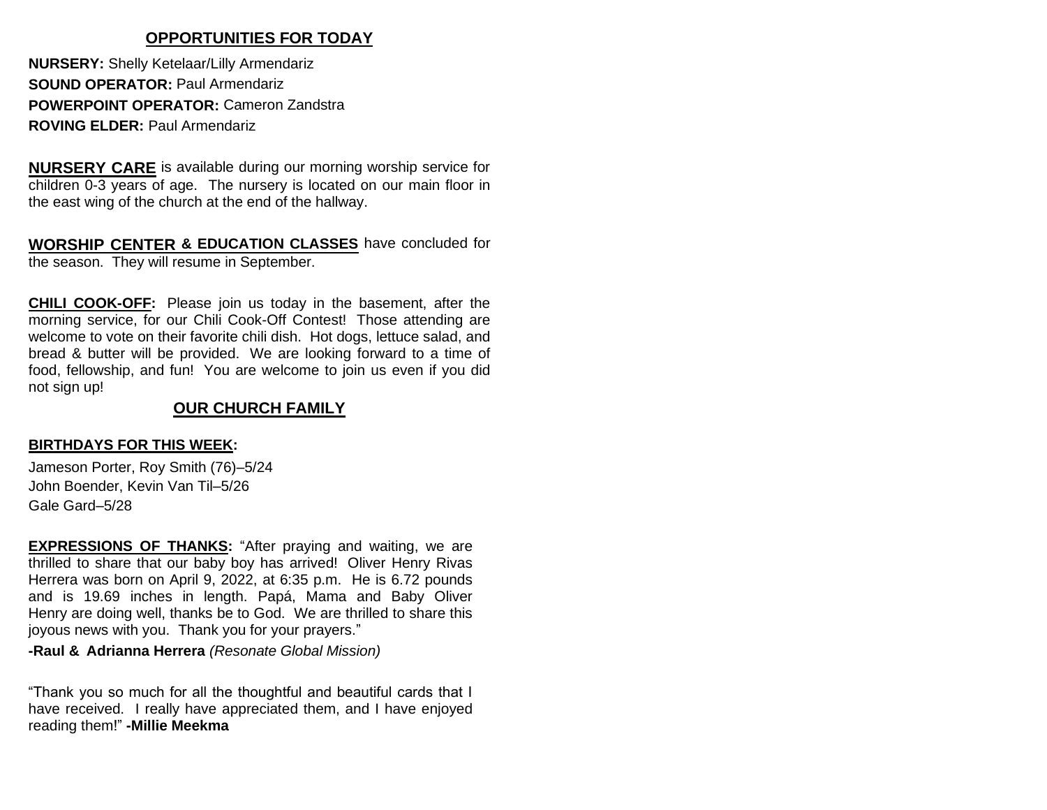## OPPORTUNITIES FOR TODAY

**NURSERY:** Shelly Ketelaar/Lilly Armendariz
**SOUND OPERATOR:** Paul Armendariz
**POWERPOINT OPERATOR:** Cameron Zandstra
**ROVING ELDER:** Paul Armendariz

**NURSERY CARE** is available during our morning worship service for children 0-3 years of age. The nursery is located on our main floor in the east wing of the church at the end of the hallway.

**WORSHIP CENTER & EDUCATION CLASSES** have concluded for the season. They will resume in September.

**CHILI COOK-OFF:** Please join us today in the basement, after the morning service, for our Chili Cook-Off Contest! Those attending are welcome to vote on their favorite chili dish. Hot dogs, lettuce salad, and bread & butter will be provided. We are looking forward to a time of food, fellowship, and fun! You are welcome to join us even if you did not sign up!

## OUR CHURCH FAMILY

**BIRTHDAYS FOR THIS WEEK:**

Jameson Porter, Roy Smith (76)–5/24
John Boender, Kevin Van Til–5/26
Gale Gard–5/28

**EXPRESSIONS OF THANKS:** "After praying and waiting, we are thrilled to share that our baby boy has arrived! Oliver Henry Rivas Herrera was born on April 9, 2022, at 6:35 p.m. He is 6.72 pounds and is 19.69 inches in length. Papá, Mama and Baby Oliver Henry are doing well, thanks be to God. We are thrilled to share this joyous news with you. Thank you for your prayers."

**-Raul & Adrianna Herrera** *(Resonate Global Mission)*

"Thank you so much for all the thoughtful and beautiful cards that I have received. I really have appreciated them, and I have enjoyed reading them!" **-Millie Meekma**